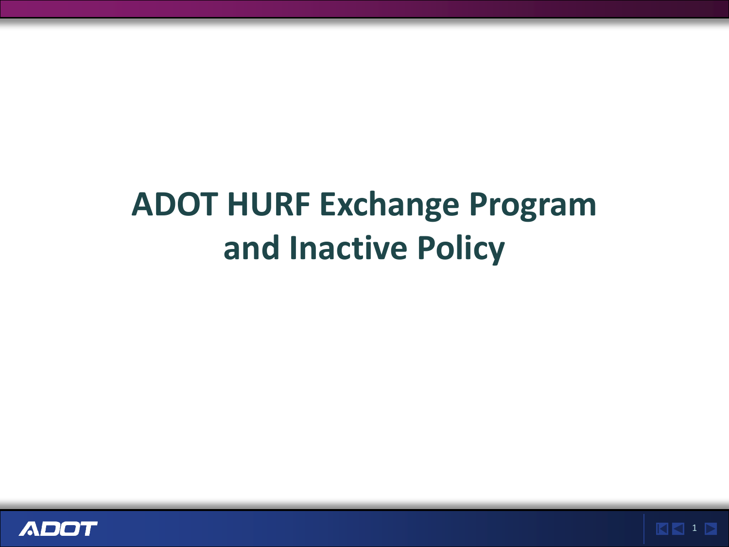# ADOT HURF Exchange Program and Inactive Policy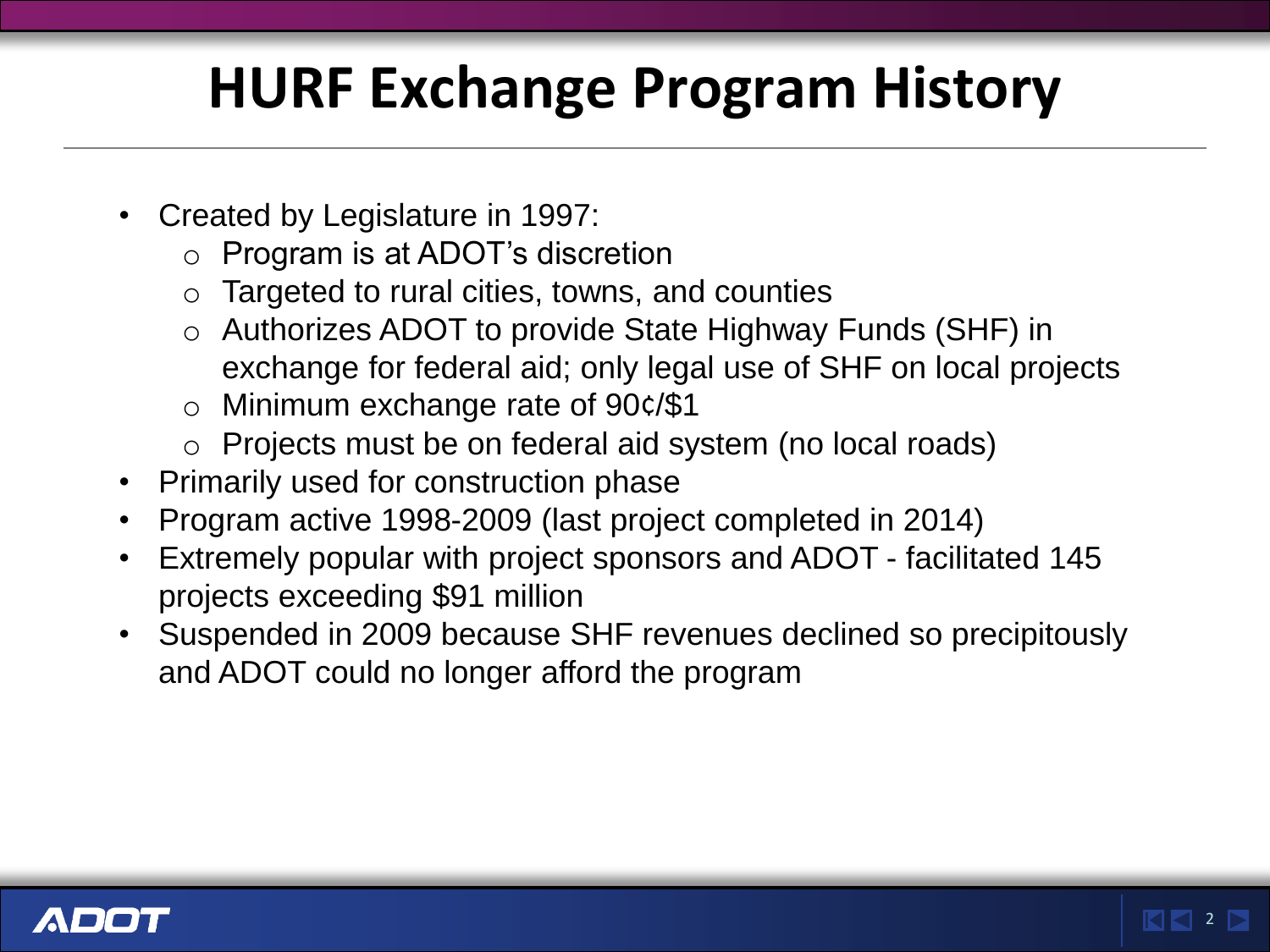# HURF Exchange Program History

- Created by Legislature in 1997:
  - Program is at ADOT's discretion
  - Targeted to rural cities, towns, and counties
  - Authorizes ADOT to provide State Highway Funds (SHF) in exchange for federal aid; only legal use of SHF on local projects
  - Minimum exchange rate of 90¢/$1
  - Projects must be on federal aid system (no local roads)
- Primarily used for construction phase
- Program active 1998-2009 (last project completed in 2014)
- Extremely popular with project sponsors and ADOT - facilitated 145 projects exceeding $91 million
- Suspended in 2009 because SHF revenues declined so precipitously and ADOT could no longer afford the program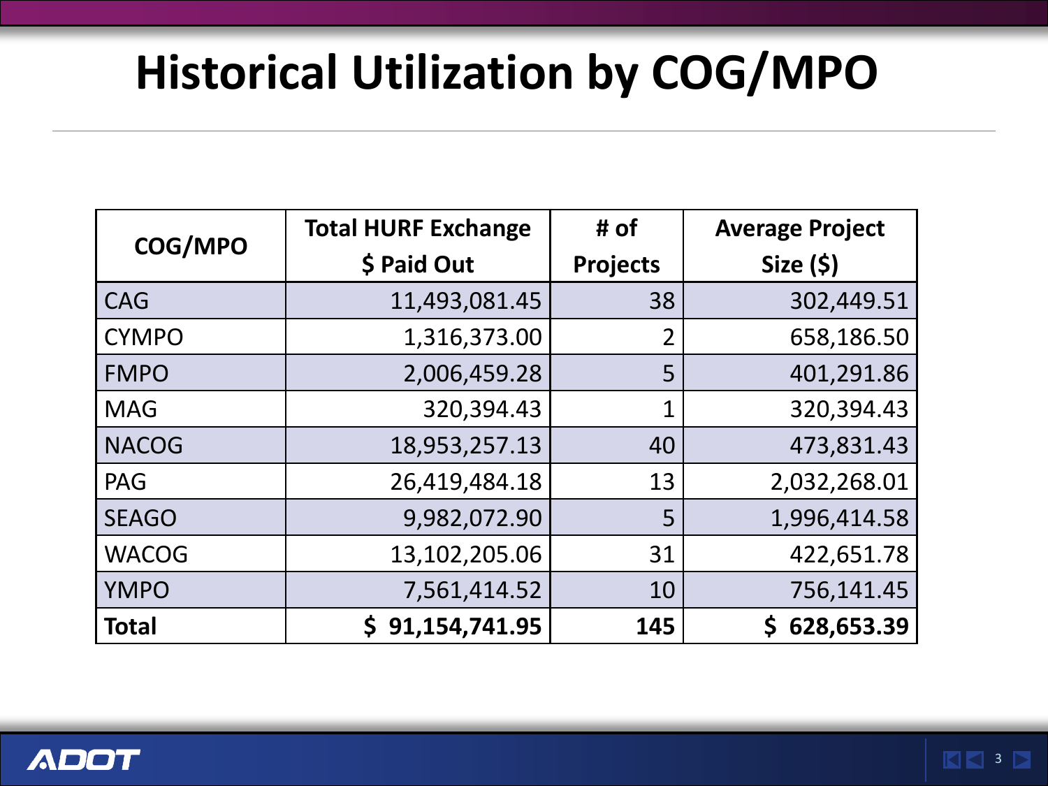# Historical Utilization by COG/MPO

| COG/MPO | Total HURF Exchange $ Paid Out | # of Projects | Average Project Size ($) |
|---|---:|---:|---:|
| CAG | 11,493,081.45 | 38 | 302,449.51 |
| CYMPO | 1,316,373.00 | 2 | 658,186.50 |
| FMPO | 2,006,459.28 | 5 | 401,291.86 |
| MAG | 320,394.43 | 1 | 320,394.43 |
| NACOG | 18,953,257.13 | 40 | 473,831.43 |
| PAG | 26,419,484.18 | 13 | 2,032,268.01 |
| SEAGO | 9,982,072.90 | 5 | 1,996,414.58 |
| WACOG | 13,102,205.06 | 31 | 422,651.78 |
| YMPO | 7,561,414.52 | 10 | 756,141.45 |
| **Total** | **$ 91,154,741.95** | **145** | **$ 628,653.39** |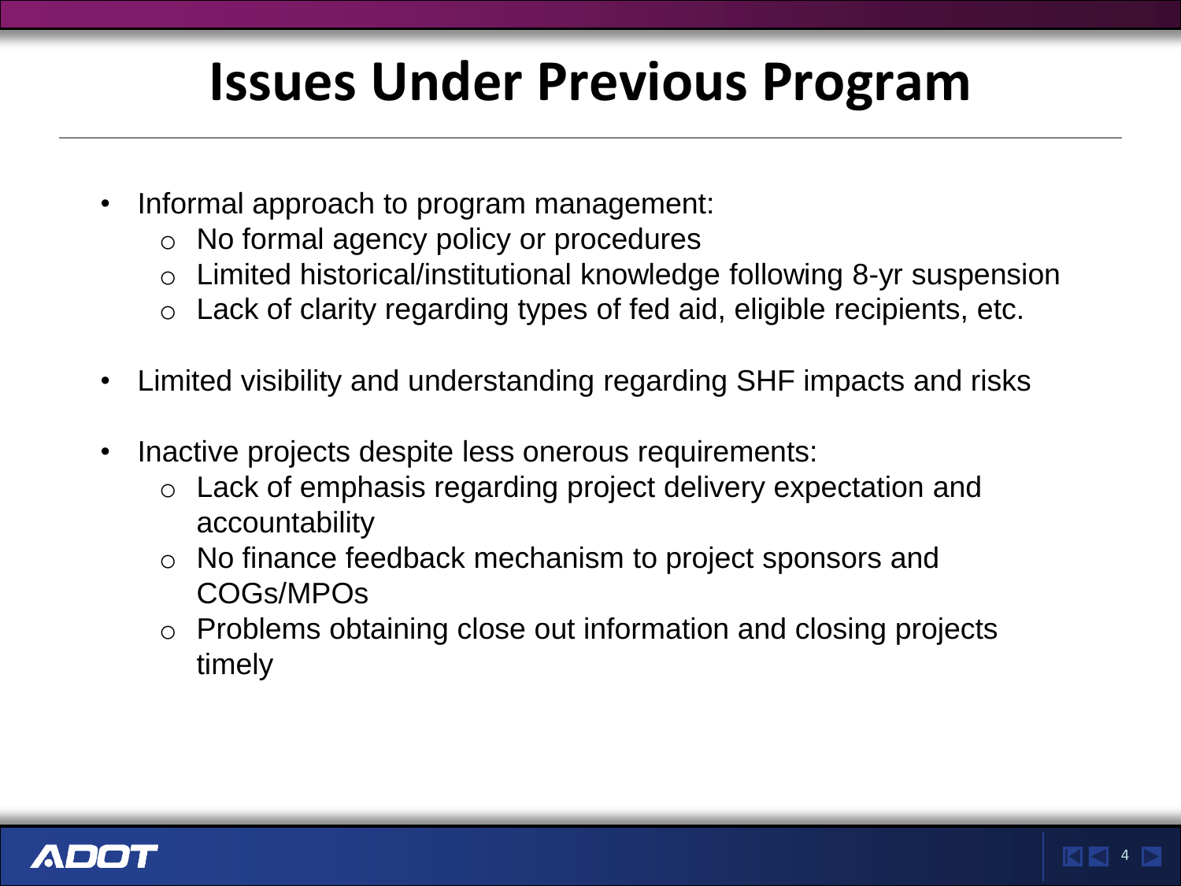# Issues Under Previous Program

- Informal approach to program management:
  - No formal agency policy or procedures
  - Limited historical/institutional knowledge following 8-yr suspension
  - Lack of clarity regarding types of fed aid, eligible recipients, etc.

- Limited visibility and understanding regarding SHF impacts and risks

- Inactive projects despite less onerous requirements:
  - Lack of emphasis regarding project delivery expectation and accountability
  - No finance feedback mechanism to project sponsors and COGs/MPOs
  - Problems obtaining close out information and closing projects timely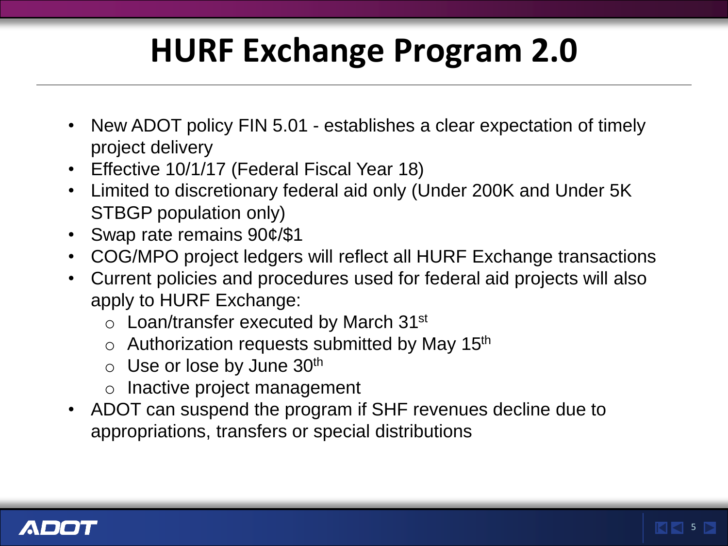# HURF Exchange Program 2.0

- New ADOT policy FIN 5.01 - establishes a clear expectation of timely project delivery
- Effective 10/1/17 (Federal Fiscal Year 18)
- Limited to discretionary federal aid only (Under 200K and Under 5K STBGP population only)
- Swap rate remains 90¢/$1
- COG/MPO project ledgers will reflect all HURF Exchange transactions
- Current policies and procedures used for federal aid projects will also apply to HURF Exchange:
  - Loan/transfer executed by March 31st
  - Authorization requests submitted by May 15th
  - Use or lose by June 30th
  - Inactive project management
- ADOT can suspend the program if SHF revenues decline due to appropriations, transfers or special distributions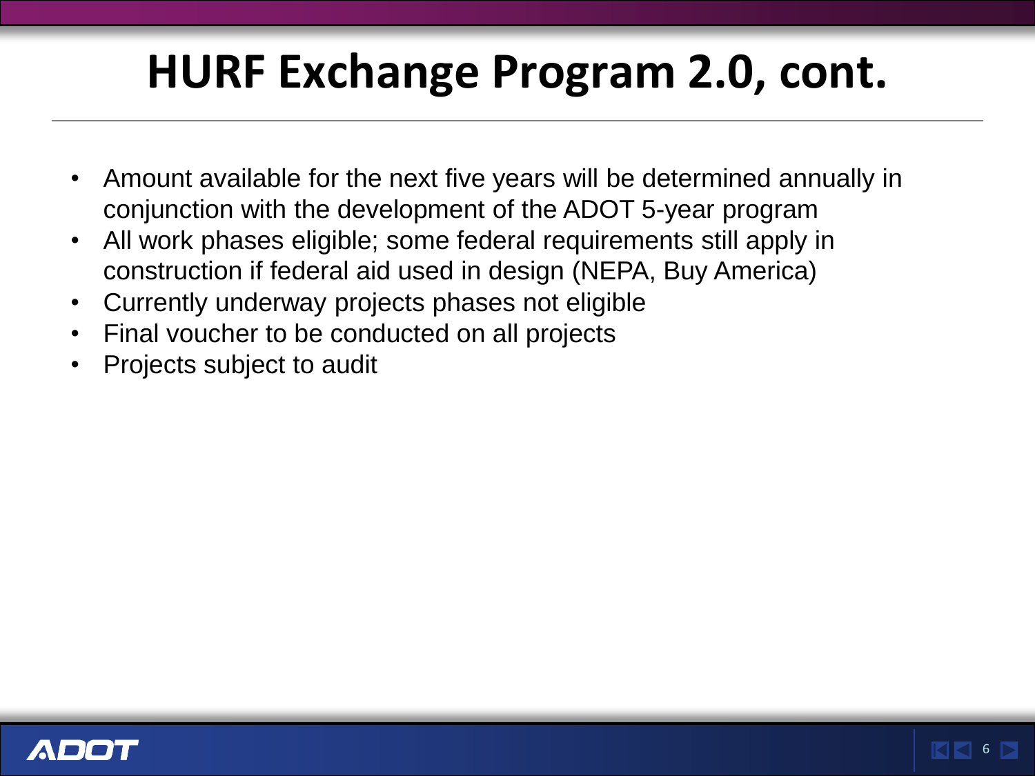# HURF Exchange Program 2.0, cont.

- Amount available for the next five years will be determined annually in conjunction with the development of the ADOT 5-year program
- All work phases eligible; some federal requirements still apply in construction if federal aid used in design (NEPA, Buy America)
- Currently underway projects phases not eligible
- Final voucher to be conducted on all projects
- Projects subject to audit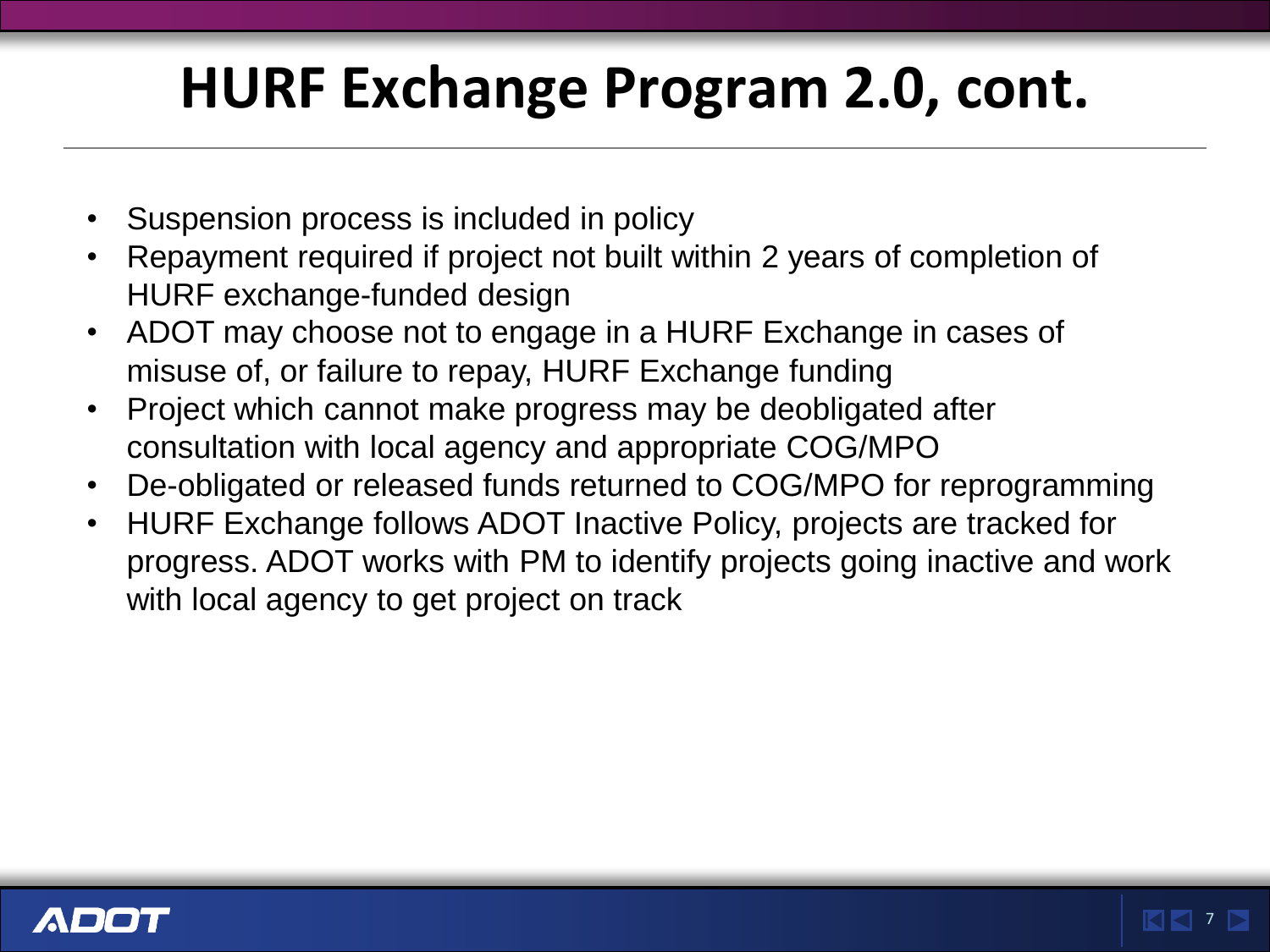# HURF Exchange Program 2.0, cont.

- Suspension process is included in policy
- Repayment required if project not built within 2 years of completion of HURF exchange-funded design
- ADOT may choose not to engage in a HURF Exchange in cases of misuse of, or failure to repay, HURF Exchange funding
- Project which cannot make progress may be deobligated after consultation with local agency and appropriate COG/MPO
- De-obligated or released funds returned to COG/MPO for reprogramming
- HURF Exchange follows ADOT Inactive Policy, projects are tracked for progress. ADOT works with PM to identify projects going inactive and work with local agency to get project on track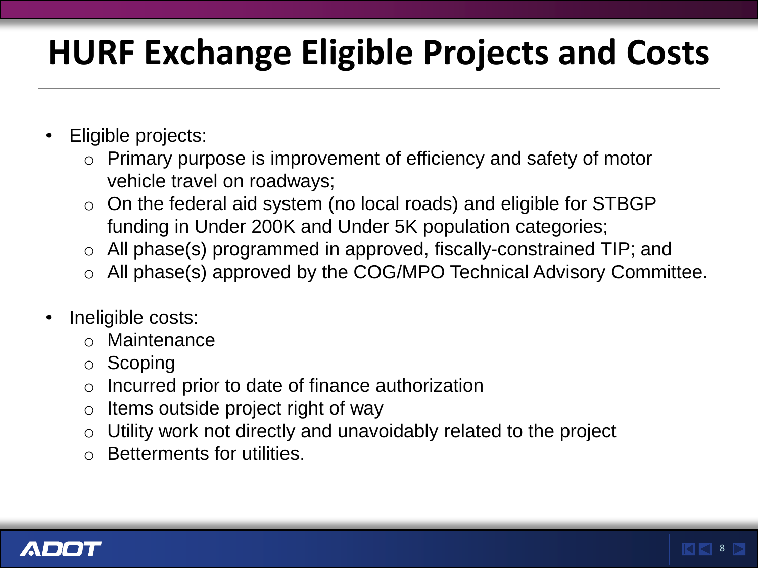# HURF Exchange Eligible Projects and Costs

- Eligible projects:
  - Primary purpose is improvement of efficiency and safety of motor vehicle travel on roadways;
  - On the federal aid system (no local roads) and eligible for STBGP funding in Under 200K and Under 5K population categories;
  - All phase(s) programmed in approved, fiscally-constrained TIP; and
  - All phase(s) approved by the COG/MPO Technical Advisory Committee.

- Ineligible costs:
  - Maintenance
  - Scoping
  - Incurred prior to date of finance authorization
  - Items outside project right of way
  - Utility work not directly and unavoidably related to the project
  - Betterments for utilities.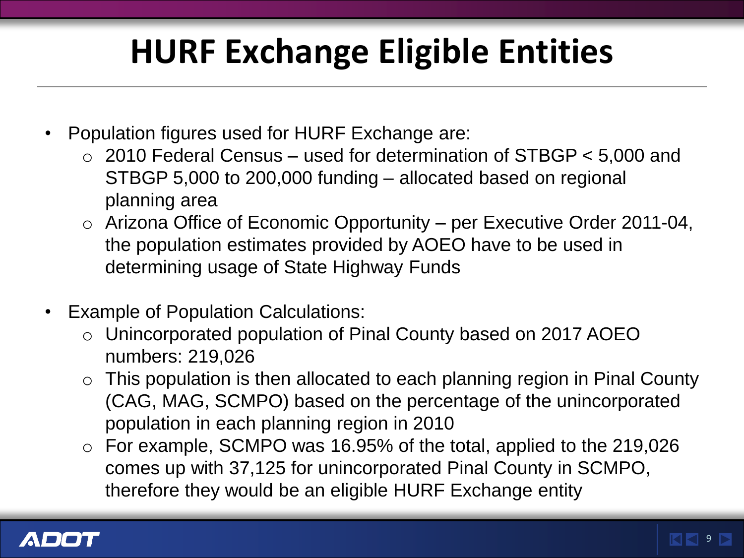# HURF Exchange Eligible Entities

- Population figures used for HURF Exchange are:
  - 2010 Federal Census – used for determination of STBGP < 5,000 and STBGP 5,000 to 200,000 funding – allocated based on regional planning area
  - Arizona Office of Economic Opportunity – per Executive Order 2011-04, the population estimates provided by AOEO have to be used in determining usage of State Highway Funds

- Example of Population Calculations:
  - Unincorporated population of Pinal County based on 2017 AOEO numbers: 219,026
  - This population is then allocated to each planning region in Pinal County (CAG, MAG, SCMPO) based on the percentage of the unincorporated population in each planning region in 2010
  - For example, SCMPO was 16.95% of the total, applied to the 219,026 comes up with 37,125 for unincorporated Pinal County in SCMPO, therefore they would be an eligible HURF Exchange entity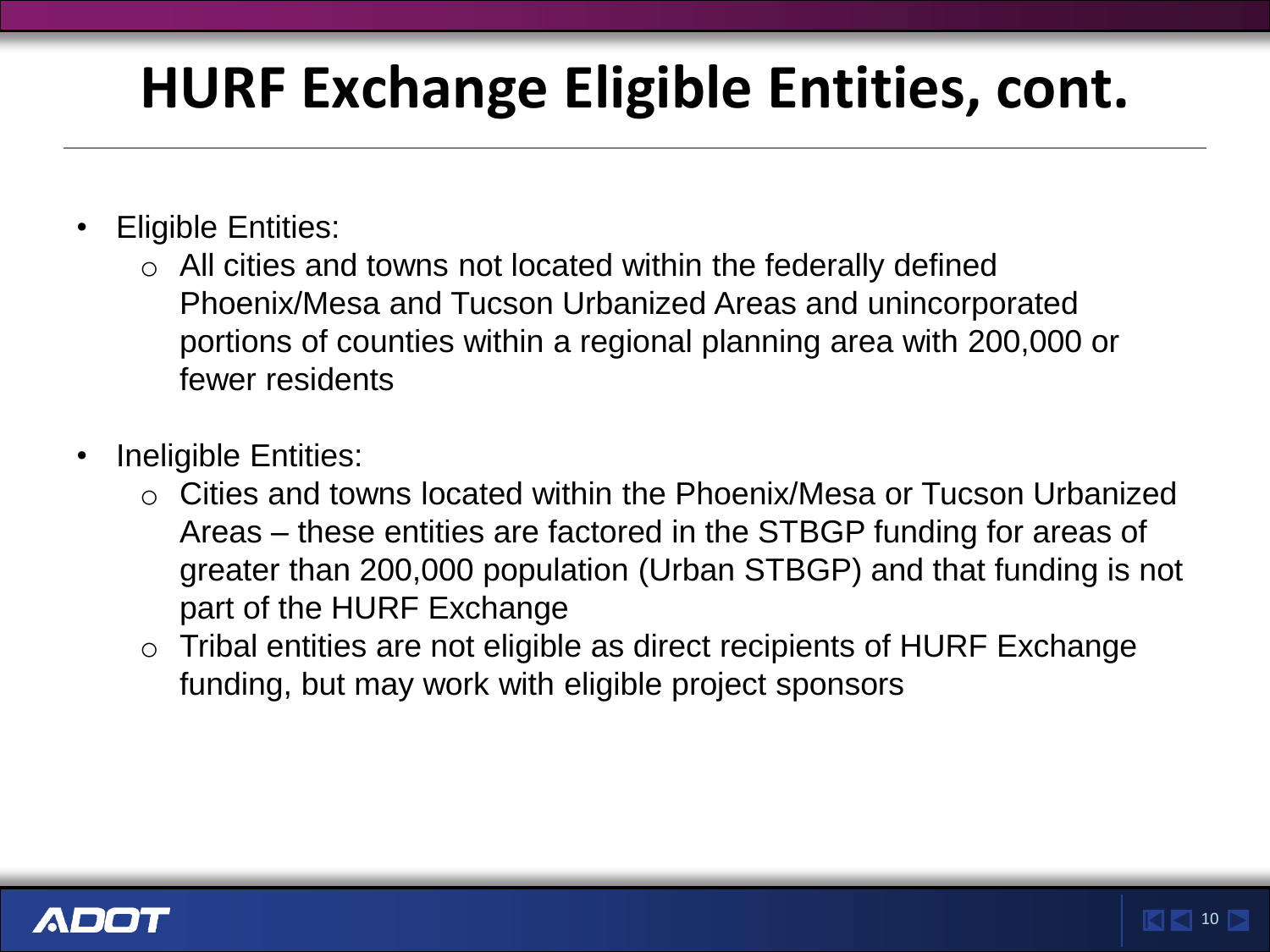# HURF Exchange Eligible Entities, cont.

- Eligible Entities:
  - All cities and towns not located within the federally defined Phoenix/Mesa and Tucson Urbanized Areas and unincorporated portions of counties within a regional planning area with 200,000 or fewer residents
- Ineligible Entities:
  - Cities and towns located within the Phoenix/Mesa or Tucson Urbanized Areas – these entities are factored in the STBGP funding for areas of greater than 200,000 population (Urban STBGP) and that funding is not part of the HURF Exchange
  - Tribal entities are not eligible as direct recipients of HURF Exchange funding, but may work with eligible project sponsors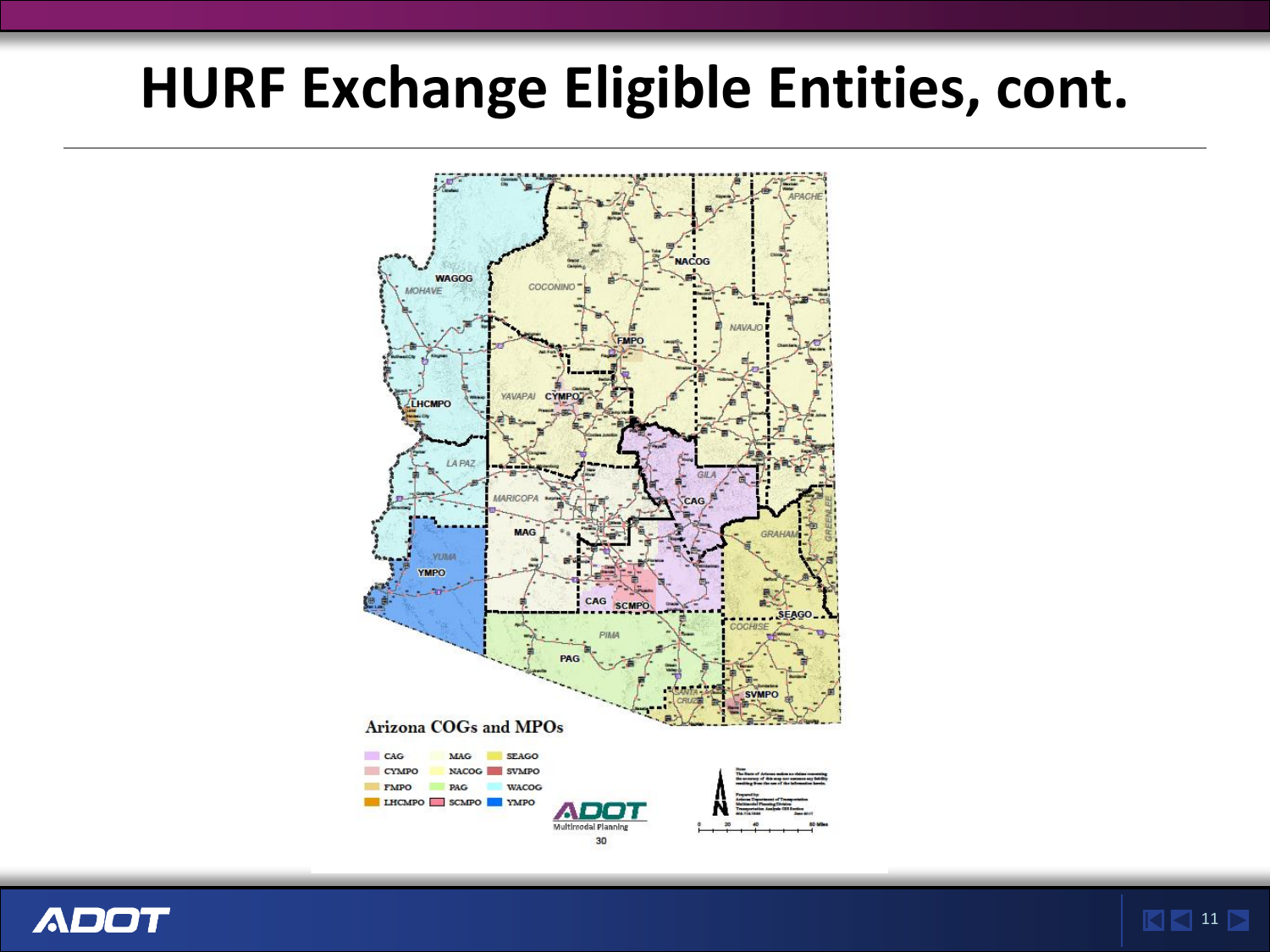# HURF Exchange Eligible Entities, cont.

Arizona COGs and MPOs

CAG
CYMPO
FMPO
LHCMPO
MAG
NACOG
PAG
SCMPO
SEAGO
SVMPO
WACOG
YMPO

WAGOG
MOHAVE
COCONINO
NACOG
APACHE
NAVAJO
FMPO
YAVAPAI
CYMPO
LHCMPO
LA PAZ
GILA
MARICOPA
CAG
MAG
GRAHAM
GREENLEE
YUMA
YMPO
CAG
SCMPO
SEAGO
COCHISE
PIMA
PAG
SANTA CRUZ
SVMPO

ADOT
Multimodal Planning
30

0 20 40 80 Miles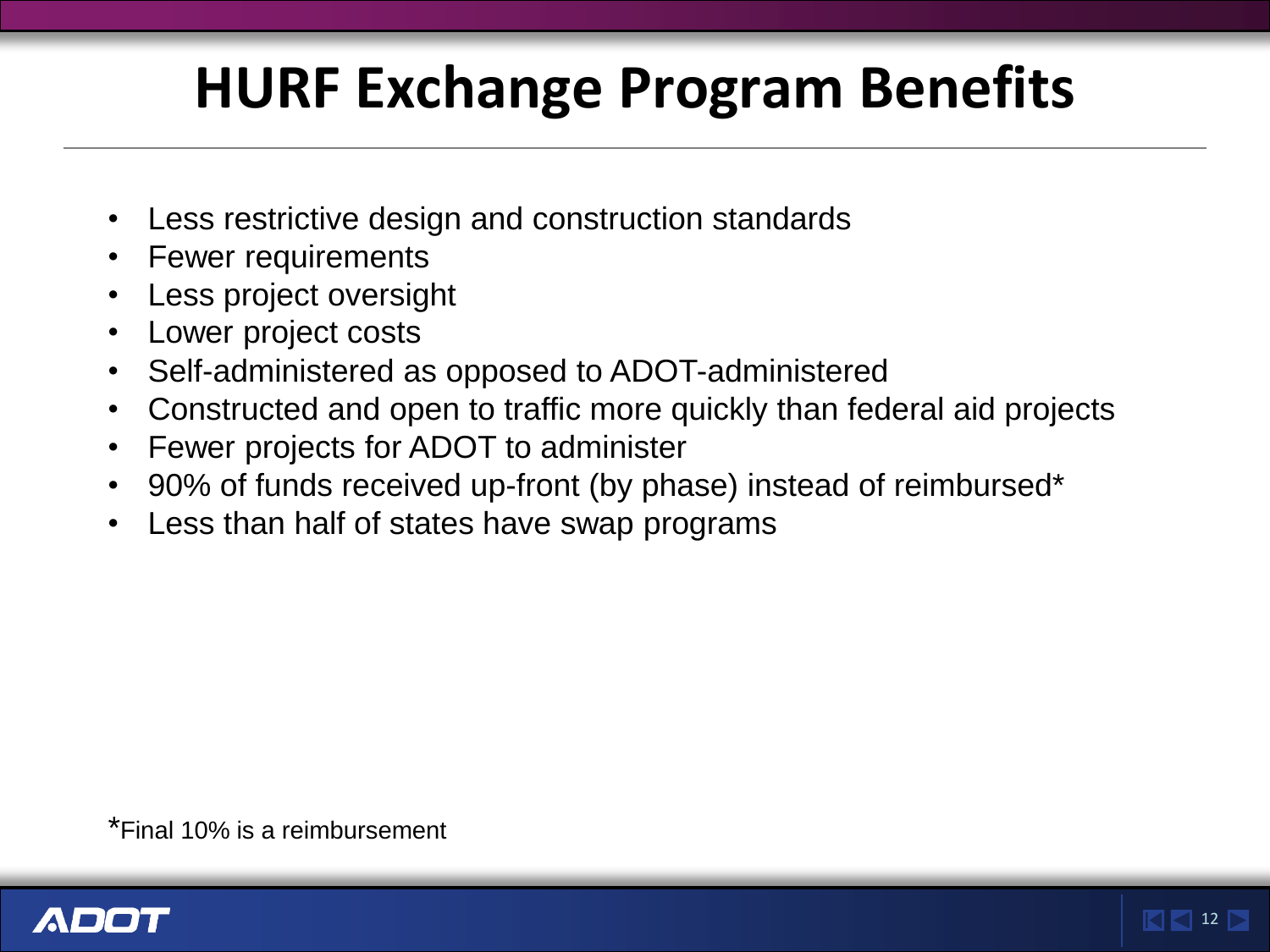# HURF Exchange Program Benefits

- Less restrictive design and construction standards
- Fewer requirements
- Less project oversight
- Lower project costs
- Self-administered as opposed to ADOT-administered
- Constructed and open to traffic more quickly than federal aid projects
- Fewer projects for ADOT to administer
- 90% of funds received up-front (by phase) instead of reimbursed*
- Less than half of states have swap programs

*Final 10% is a reimbursement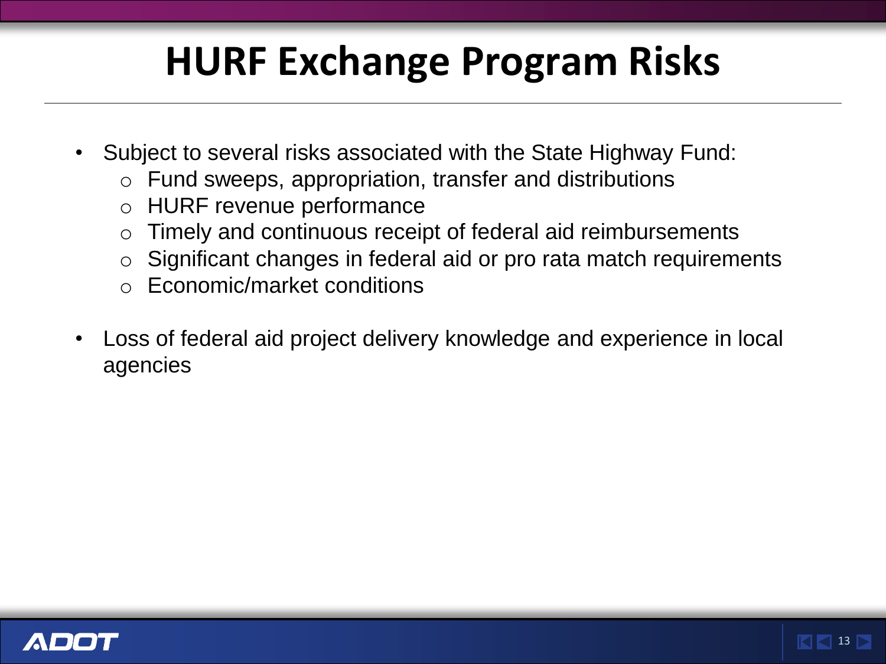# HURF Exchange Program Risks

- Subject to several risks associated with the State Highway Fund:
  - Fund sweeps, appropriation, transfer and distributions
  - HURF revenue performance
  - Timely and continuous receipt of federal aid reimbursements
  - Significant changes in federal aid or pro rata match requirements
  - Economic/market conditions
- Loss of federal aid project delivery knowledge and experience in local agencies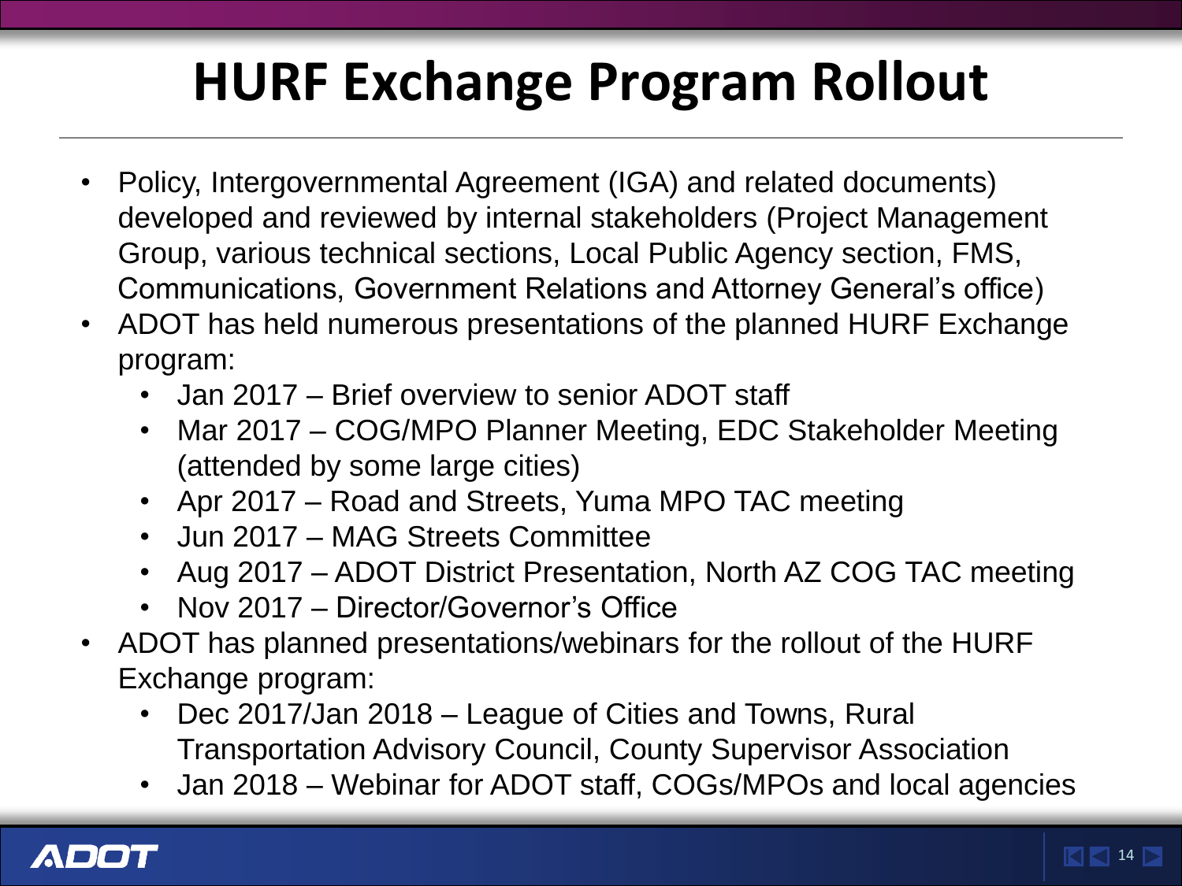# HURF Exchange Program Rollout

- Policy, Intergovernmental Agreement (IGA) and related documents) developed and reviewed by internal stakeholders (Project Management Group, various technical sections, Local Public Agency section, FMS, Communications, Government Relations and Attorney General's office)
- ADOT has held numerous presentations of the planned HURF Exchange program:
  - Jan 2017 – Brief overview to senior ADOT staff
  - Mar 2017 – COG/MPO Planner Meeting, EDC Stakeholder Meeting (attended by some large cities)
  - Apr 2017 – Road and Streets, Yuma MPO TAC meeting
  - Jun 2017 – MAG Streets Committee
  - Aug 2017 – ADOT District Presentation, North AZ COG TAC meeting
  - Nov 2017 – Director/Governor's Office
- ADOT has planned presentations/webinars for the rollout of the HURF Exchange program:
  - Dec 2017/Jan 2018 – League of Cities and Towns, Rural Transportation Advisory Council, County Supervisor Association
  - Jan 2018 – Webinar for ADOT staff, COGs/MPOs and local agencies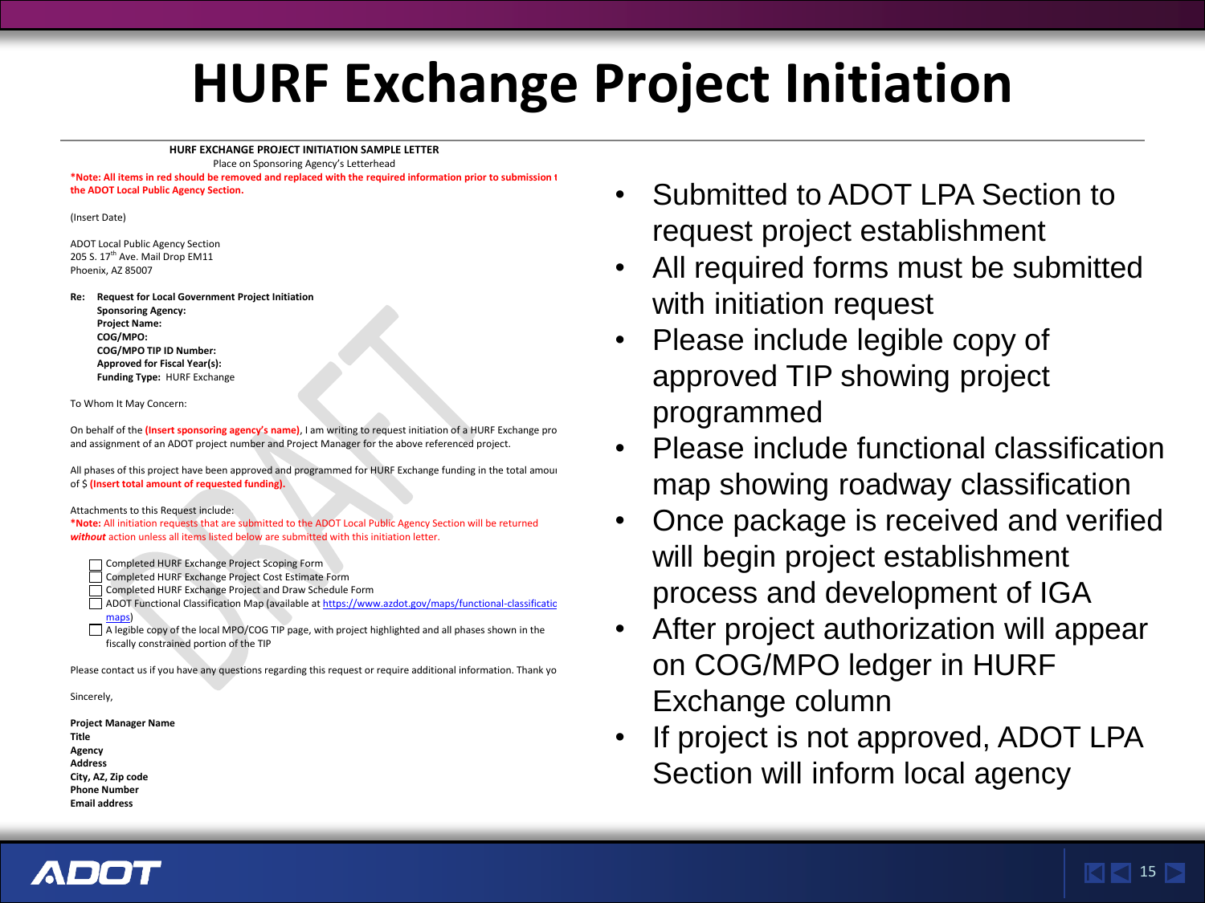# HURF Exchange Project Initiation

**HURF EXCHANGE PROJECT INITIATION SAMPLE LETTER**

Place on Sponsoring Agency's Letterhead

***Note: All items in red should be removed and replaced with the required information prior to submission t the ADOT Local Public Agency Section.**

(Insert Date)

ADOT Local Public Agency Section
205 S. 17th Ave. Mail Drop EM11
Phoenix, AZ 85007

**Re: Request for Local Government Project Initiation**
**Sponsoring Agency:**
**Project Name:**
**COG/MPO:**
**COG/MPO TIP ID Number:**
**Approved for Fiscal Year(s):**
**Funding Type:** HURF Exchange

To Whom It May Concern:

On behalf of the **(Insert sponsoring agency's name)**, I am writing to request initiation of a HURF Exchange pro and assignment of an ADOT project number and Project Manager for the above referenced project.

All phases of this project have been approved and programmed for HURF Exchange funding in the total amou of $ **(Insert total amount of requested funding).**

Attachments to this Request include:
**\*Note:** All initiation requests that are submitted to the ADOT Local Public Agency Section will be returned ***without*** action unless all items listed below are submitted with this initiation letter.

- ☐ Completed HURF Exchange Project Scoping Form
- ☐ Completed HURF Exchange Project Cost Estimate Form
- ☐ Completed HURF Exchange Project and Draw Schedule Form
- ☐ ADOT Functional Classification Map (available at https://www.azdot.gov/maps/functional-classificatic maps)
- ☐ A legible copy of the local MPO/COG TIP page, with project highlighted and all phases shown in the fiscally constrained portion of the TIP

Please contact us if you have any questions regarding this request or require additional information. Thank yo

Sincerely,

**Project Manager Name**
**Title**
**Agency**
**Address**
**City, AZ, Zip code**
**Phone Number**
**Email address**

- Submitted to ADOT LPA Section to request project establishment
- All required forms must be submitted with initiation request
- Please include legible copy of approved TIP showing project programmed
- Please include functional classification map showing roadway classification
- Once package is received and verified will begin project establishment process and development of IGA
- After project authorization will appear on COG/MPO ledger in HURF Exchange column
- If project is not approved, ADOT LPA Section will inform local agency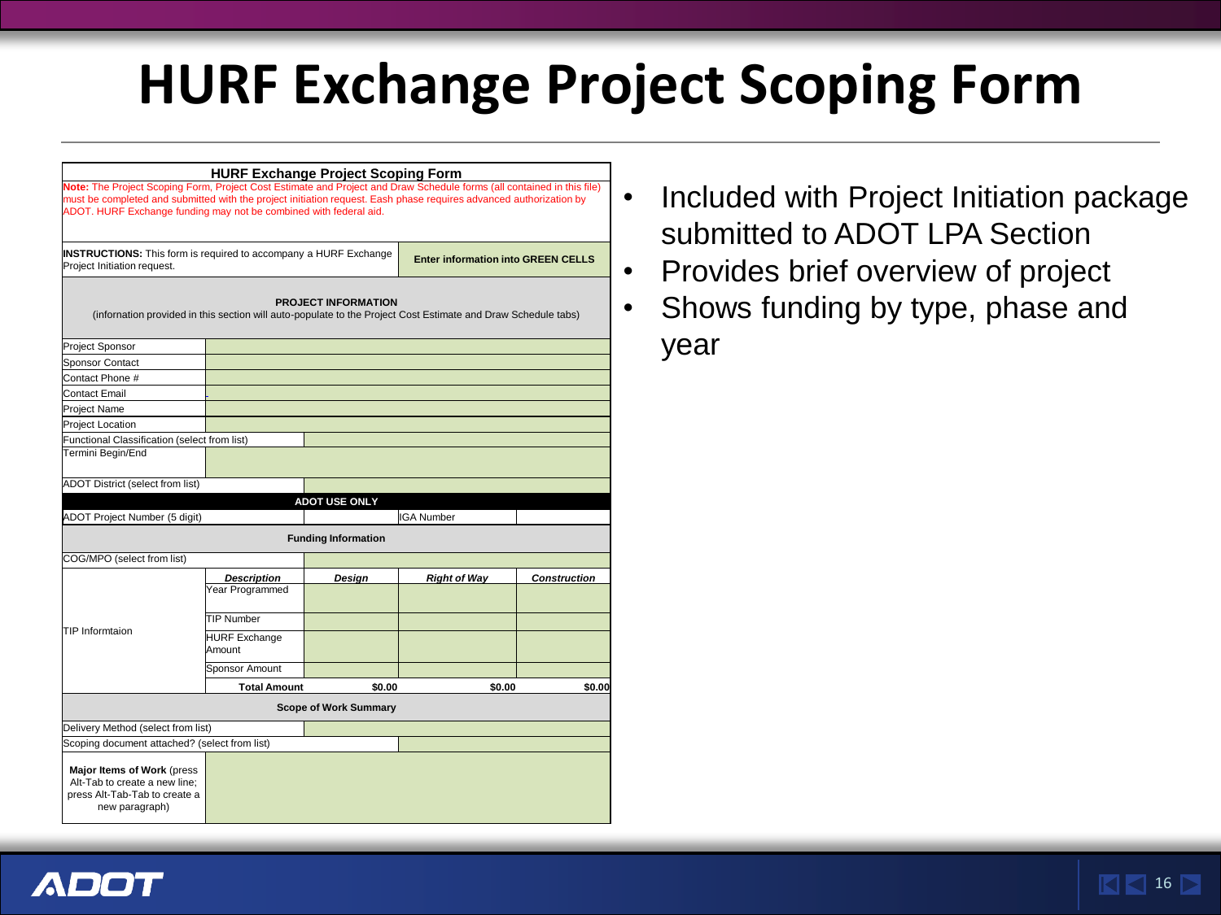# HURF Exchange Project Scoping Form

**HURF Exchange Project Scoping Form**

**Note:** The Project Scoping Form, Project Cost Estimate and Project and Draw Schedule forms (all contained in this file) must be completed and submitted with the project initiation request. Eash phase requires advanced authorization by ADOT. HURF Exchange funding may not be combined with federal aid.

**INSTRUCTIONS:** This form is required to accompany a HURF Exchange Project Initiation request. — **Enter information into GREEN CELLS**

**PROJECT INFORMATION**
(infornation provided in this section will auto-populate to the Project Cost Estimate and Draw Schedule tabs)

| | |
|---|---|
| Project Sponsor | |
| Sponsor Contact | |
| Contact Phone # | |
| Contact Email | |
| Project Name | |
| Project Location | |
| Functional Classification (select from list) | |
| Termini Begin/End | |
| ADOT District (select from list) | |

**ADOT USE ONLY**

| | | | |
|---|---|---|---|
| ADOT Project Number (5 digit) | | IGA Number | |

**Funding Information**

| | | | | |
|---|---|---|---|---|
| COG/MPO (select from list) | | | | |
| TIP Informtaion | ***Description*** | ***Design*** | ***Right of Way*** | ***Construction*** |
| | Year Programmed | | | |
| | TIP Number | | | |
| | HURF Exchange Amount | | | |
| | Sponsor Amount | | | |
| | **Total Amount** | **$0.00** | **$0.00** | **$0.00** |

**Scope of Work Summary**

| | |
|---|---|
| Delivery Method (select from list) | |
| Scoping document attached? (select from list) | |
| **Major Items of Work** (press Alt-Tab to create a new line; press Alt-Tab-Tab to create a new paragraph) | |

- Included with Project Initiation package submitted to ADOT LPA Section
- Provides brief overview of project
- Shows funding by type, phase and year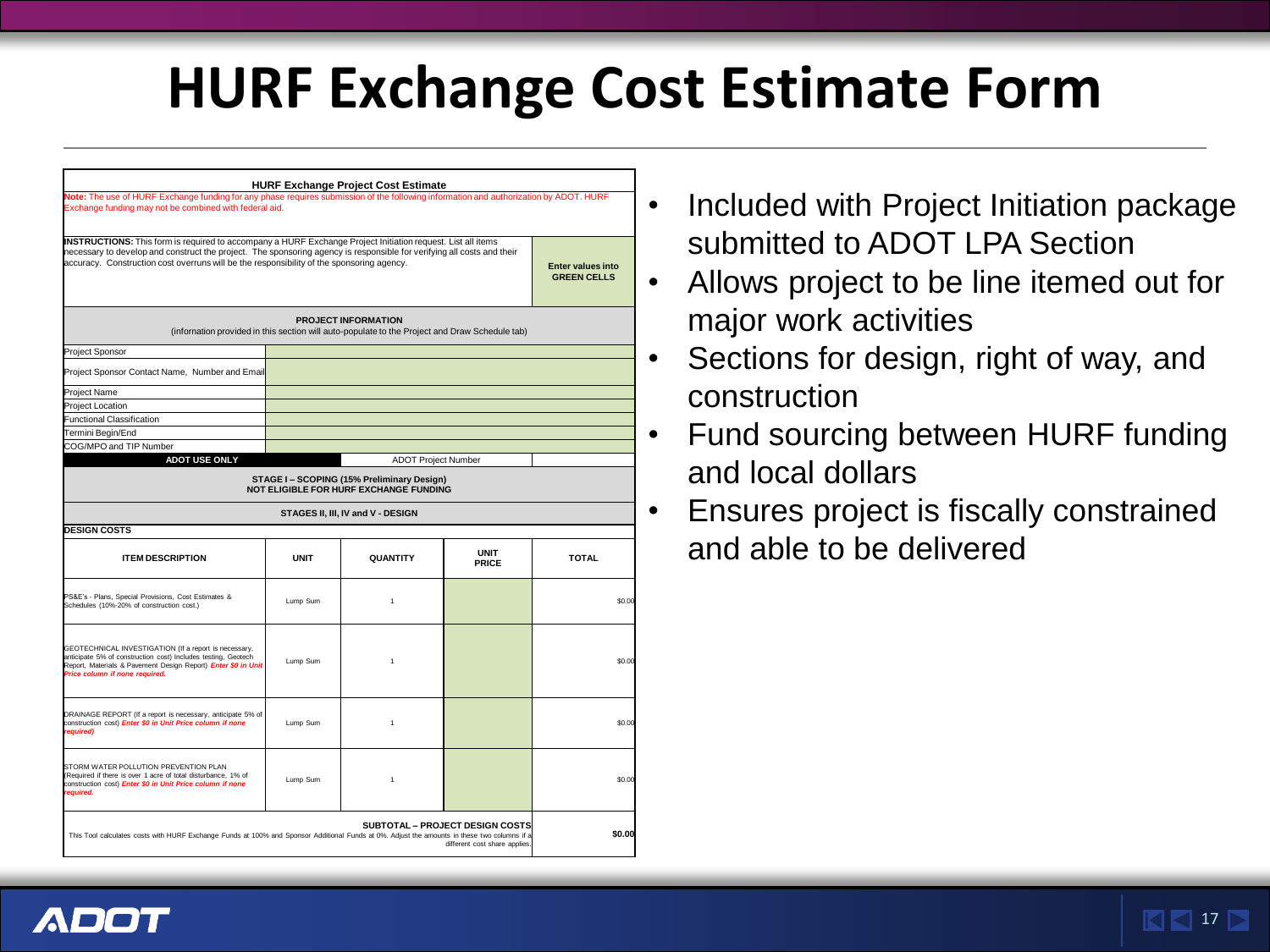# HURF Exchange Cost Estimate Form

**HURF Exchange Project Cost Estimate**

Note: The use of HURF Exchange funding for any phase requires submission of the following information and authorization by ADOT. HURF Exchange funding may not be combined with federal aid.

**INSTRUCTIONS:** This form is required to accompany a HURF Exchange Project Initiation request. List all items necessary to develop and construct the project. The sponsoring agency is responsible for verifying all costs and their accuracy. Construction cost overruns will be the responsibility of the sponsoring agency.

**Enter values into GREEN CELLS**

**PROJECT INFORMATION**

(information provided in this section will auto-populate to the Project and Draw Schedule tab)

| | |
|---|---|
| Project Sponsor | |
| Project Sponsor Contact Name, Number and Email | |
| Project Name | |
| Project Location | |
| Functional Classification | |
| Termini Begin/End | |
| COG/MPO and TIP Number | |
| **ADOT USE ONLY** | ADOT Project Number |

**STAGE I – SCOPING (15% Preliminary Design)**
**NOT ELIGIBLE FOR HURF EXCHANGE FUNDING**

**STAGES II, III, IV and V - DESIGN**

**DESIGN COSTS**

| ITEM DESCRIPTION | UNIT | QUANTITY | UNIT PRICE | TOTAL |
|---|---|---|---|---|
| PS&E's - Plans, Special Provisions, Cost Estimates & Schedules (10%-20% of construction cost.) | Lump Sum | 1 | | $0.00 |
| GEOTECHNICAL INVESTIGATION (If a report is necessary, anticipate 5% of construction cost) Includes testing, Geotech Report, Materials & Pavement Design Report) ***Enter $0 in Unit Price column if none required.*** | Lump Sum | 1 | | $0.00 |
| DRAINAGE REPORT (If a report is necessary, anticipate 5% of construction cost) ***Enter $0 in Unit Price column if none required)*** | Lump Sum | 1 | | $0.00 |
| STORM WATER POLLUTION PREVENTION PLAN (Required if there is over 1 acre of total disturbance, 1% of construction cost) ***Enter $0 in Unit Price column if none required.*** | Lump Sum | 1 | | $0.00 |
| **SUBTOTAL – PROJECT DESIGN COSTS** This Tool calculates costs with HURF Exchange Funds at 100% and Sponsor Additional Funds at 0%. Adjust the amounts in these two columns if a different cost share applies. | | | | **$0.00** |

- Included with Project Initiation package submitted to ADOT LPA Section
- Allows project to be line itemed out for major work activities
- Sections for design, right of way, and construction
- Fund sourcing between HURF funding and local dollars
- Ensures project is fiscally constrained and able to be delivered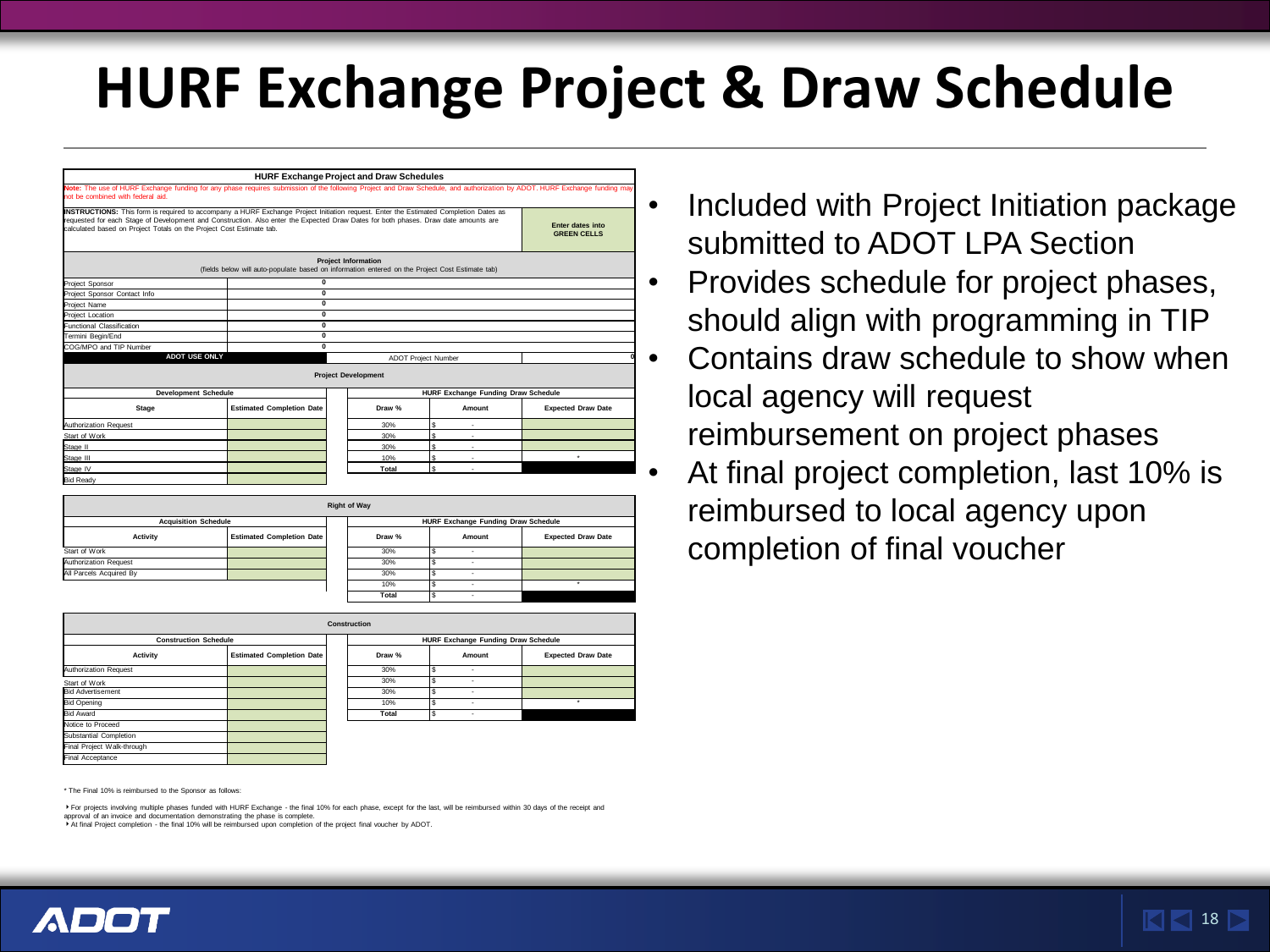# HURF Exchange Project & Draw Schedule

**HURF Exchange Project and Draw Schedules**

Note: The use of HURF Exchange funding for any phase requires submission of the following Project and Draw Schedule, and authorization by ADOT. HURF Exchange funding may not be combined with federal aid.

**INSTRUCTIONS:** This form is required to accompany a HURF Exchange Project Initiation request. Enter the Estimated Completion Dates as requested for each Stage of Development and Construction. Also enter the Expected Draw Dates for both phases. Draw date amounts are calculated based on Project Totals on the Project Cost Estimate tab.

**Enter dates into GREEN CELLS**

**Project Information**
(fields below will auto-populate based on information entered on the Project Cost Estimate tab)

| | |
|---|---|
| Project Sponsor | 0 |
| Project Sponsor Contact Info | 0 |
| Project Name | 0 |
| Project Location | 0 |
| Functional Classification | 0 |
| Termini Begin/End | 0 |
| COG/MPO and TIP Number | 0 |
| **ADOT USE ONLY** | ADOT Project Number: 0 |

**Project Development**

| Development Schedule | | HURF Exchange Funding Draw Schedule | | |
|---|---|---|---|---|
| **Stage** | **Estimated Completion Date** | **Draw %** | **Amount** | **Expected Draw Date** |
| Authorization Request | | 30% | $ - | |
| Start of Work | | 30% | $ - | |
| Stage II | | 30% | $ - | |
| Stage III | | 10% | $ - | * |
| Stage IV | | **Total** | $ - | |
| Bid Ready | | | | |

**Right of Way**

| Acquisition Schedule | | HURF Exchange Funding Draw Schedule | | |
|---|---|---|---|---|
| **Activity** | **Estimated Completion Date** | **Draw %** | **Amount** | **Expected Draw Date** |
| Start of Work | | 30% | $ - | |
| Authorization Request | | 30% | $ - | |
| All Parcels Acquired By | | 30% | $ - | |
| | | 10% | $ - | * |
| | | **Total** | $ - | |

**Construction**

| Construction Schedule | | HURF Exchange Funding Draw Schedule | | |
|---|---|---|---|---|
| **Activity** | **Estimated Completion Date** | **Draw %** | **Amount** | **Expected Draw Date** |
| Authorization Request | | 30% | $ - | |
| Start of Work | | 30% | $ - | |
| Bid Advertisement | | 30% | $ - | |
| Bid Opening | | 10% | $ - | * |
| Bid Award | | **Total** | $ - | |
| Notice to Proceed | | | | |
| Substantial Completion | | | | |
| Final Project Walk-through | | | | |
| Final Acceptance | | | | |

* The Final 10% is reimbursed to the Sponsor as follows:

- For projects involving multiple phases funded with HURF Exchange - the final 10% for each phase, except for the last, will be reimbursed within 30 days of the receipt and approval of an invoice and documentation demonstrating the phase is complete.
- At final Project completion - the final 10% will be reimbursed upon completion of the project final voucher by ADOT.

- Included with Project Initiation package submitted to ADOT LPA Section
- Provides schedule for project phases, should align with programming in TIP
- Contains draw schedule to show when local agency will request reimbursement on project phases
- At final project completion, last 10% is reimbursed to local agency upon completion of final voucher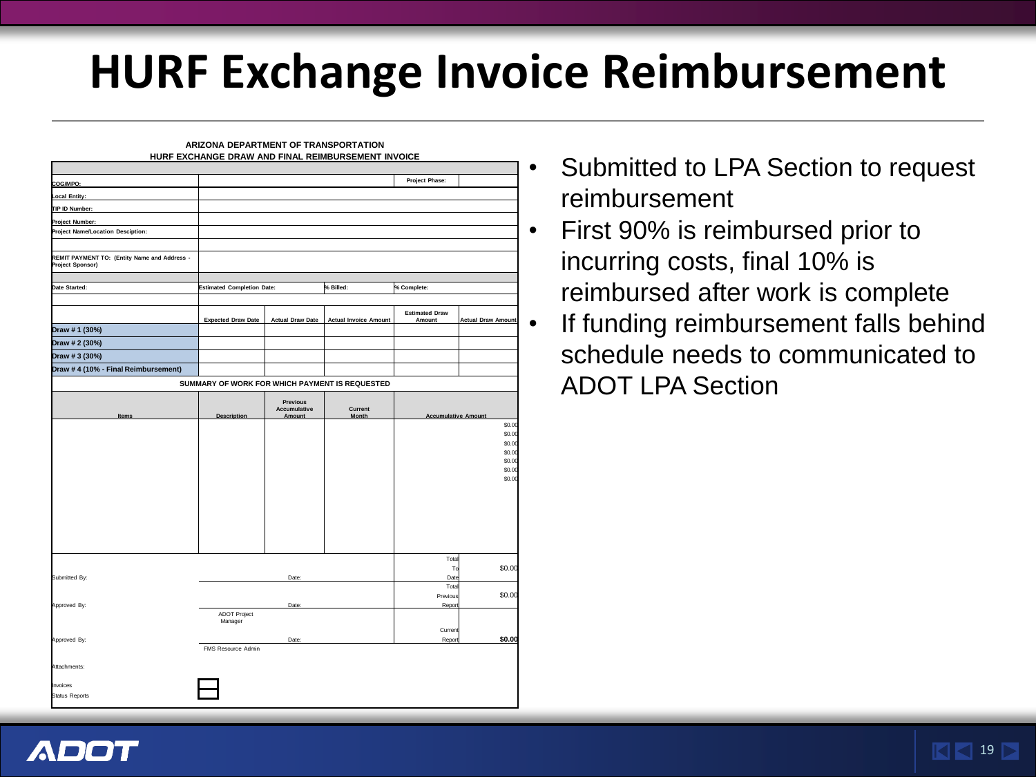# HURF Exchange Invoice Reimbursement

**ARIZONA DEPARTMENT OF TRANSPORTATION**
**HURF EXCHANGE DRAW AND FINAL REIMBURSEMENT INVOICE**

| | | | | | |
|---|---|---|---|---|---|
| COG/MPO: | | | | Project Phase: | |
| Local Entity: | | | | | |
| TIP ID Number: | | | | | |
| Project Number: | | | | | |
| Project Name/Location Desciption: | | | | | |
| REMIT PAYMENT TO: (Entity Name and Address - Project Sponsor) | | | | | |
| Date Started: | Estimated Completion Date: | | % Billed: | % Complete: | |
| | Expected Draw Date | Actual Draw Date | Actual Invoice Amount | Estimated Draw Amount | Actual Draw Amount |
| Draw # 1 (30%) | | | | | |
| Draw # 2 (30%) | | | | | |
| Draw # 3 (30%) | | | | | |
| Draw # 4 (10% - Final Reimbursement) | | | | | |

**SUMMARY OF WORK FOR WHICH PAYMENT IS REQUESTED**

| Items | Description | Previous Accumulative Amount | Current Month | Accumulative Amount |
|---|---|---|---|---|
| | | | | $0.00 |
| | | | | $0.00 |
| | | | | $0.00 |
| | | | | $0.00 |
| | | | | $0.00 |
| | | | | $0.00 |
| | | | | $0.00 |

| | | | | |
|---|---|---|---|---|
| Submitted By: | | Date: | Total To Date | $0.00 |
| Approved By: | ADOT Project Manager | Date: | Total Previous Report | $0.00 |
| Approved By: | FMS Resource Admin | Date: | Current Report | $0.00 |

Attachments:

Invoices

Status Reports

- Submitted to LPA Section to request reimbursement
- First 90% is reimbursed prior to incurring costs, final 10% is reimbursed after work is complete
- If funding reimbursement falls behind schedule needs to communicated to ADOT LPA Section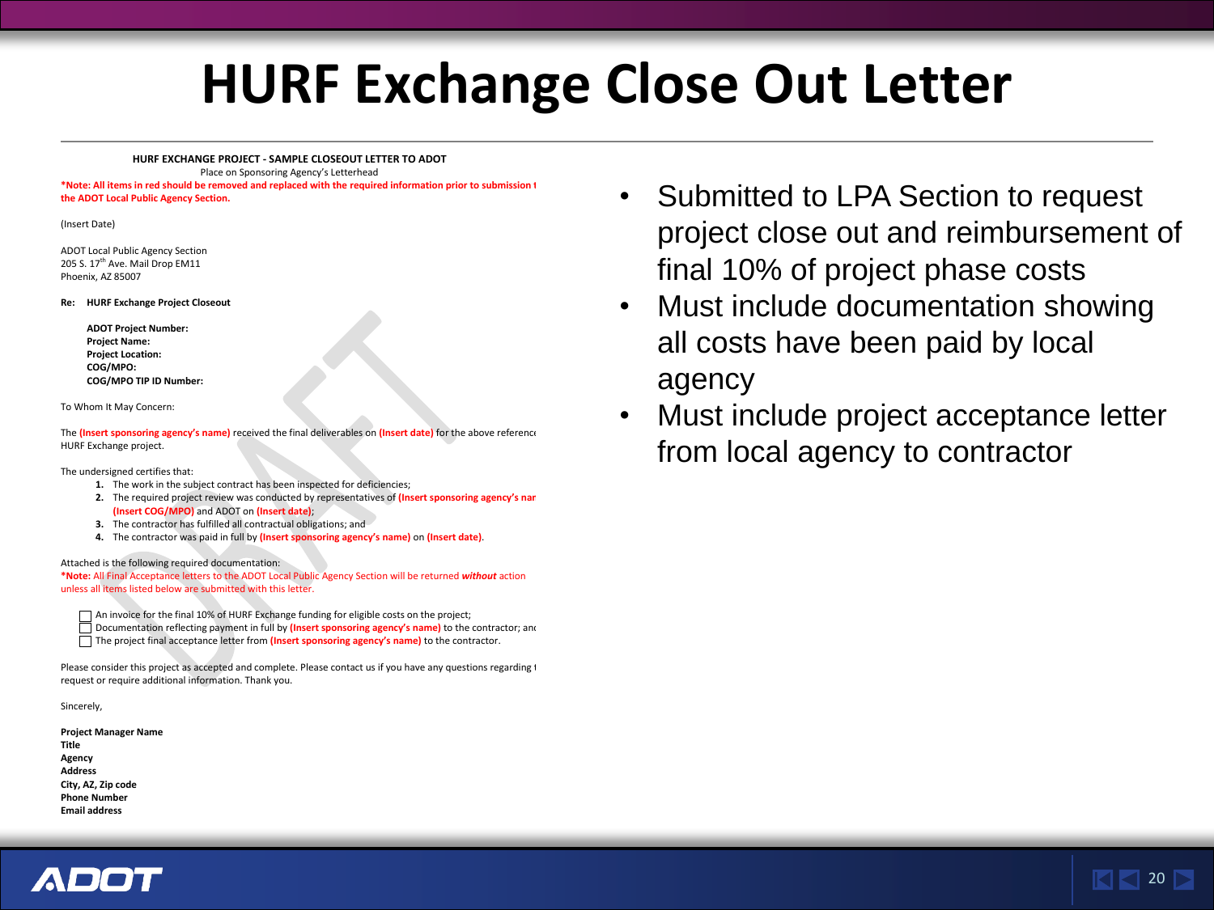# HURF Exchange Close Out Letter

**HURF EXCHANGE PROJECT - SAMPLE CLOSEOUT LETTER TO ADOT**

Place on Sponsoring Agency's Letterhead

**\*Note: All items in red should be removed and replaced with the required information prior to submission t the ADOT Local Public Agency Section.**

(Insert Date)

ADOT Local Public Agency Section
205 S. 17th Ave. Mail Drop EM11
Phoenix, AZ 85007

**Re: HURF Exchange Project Closeout**

**ADOT Project Number:**
**Project Name:**
**Project Location:**
**COG/MPO:**
**COG/MPO TIP ID Number:**

To Whom It May Concern:

The **(Insert sponsoring agency's name)** received the final deliverables on **(Insert date)** for the above reference HURF Exchange project.

The undersigned certifies that:

1. The work in the subject contract has been inspected for deficiencies;
2. The required project review was conducted by representatives of **(Insert sponsoring agency's nar (Insert COG/MPO)** and ADOT on **(Insert date)**;
3. The contractor has fulfilled all contractual obligations; and
4. The contractor was paid in full by **(Insert sponsoring agency's name)** on **(Insert date)**.

Attached is the following required documentation:
**\*Note:** All Final Acceptance letters to the ADOT Local Public Agency Section will be returned ***without*** action unless all items listed below are submitted with this letter.

- ☐ An invoice for the final 10% of HURF Exchange funding for eligible costs on the project;
- ☐ Documentation reflecting payment in full by **(Insert sponsoring agency's name)** to the contractor; and
- ☐ The project final acceptance letter from **(Insert sponsoring agency's name)** to the contractor.

Please consider this project as accepted and complete. Please contact us if you have any questions regarding t request or require additional information. Thank you.

Sincerely,

**Project Manager Name**
**Title**
**Agency**
**Address**
**City, AZ, Zip code**
**Phone Number**
**Email address**

- Submitted to LPA Section to request project close out and reimbursement of final 10% of project phase costs
- Must include documentation showing all costs have been paid by local agency
- Must include project acceptance letter from local agency to contractor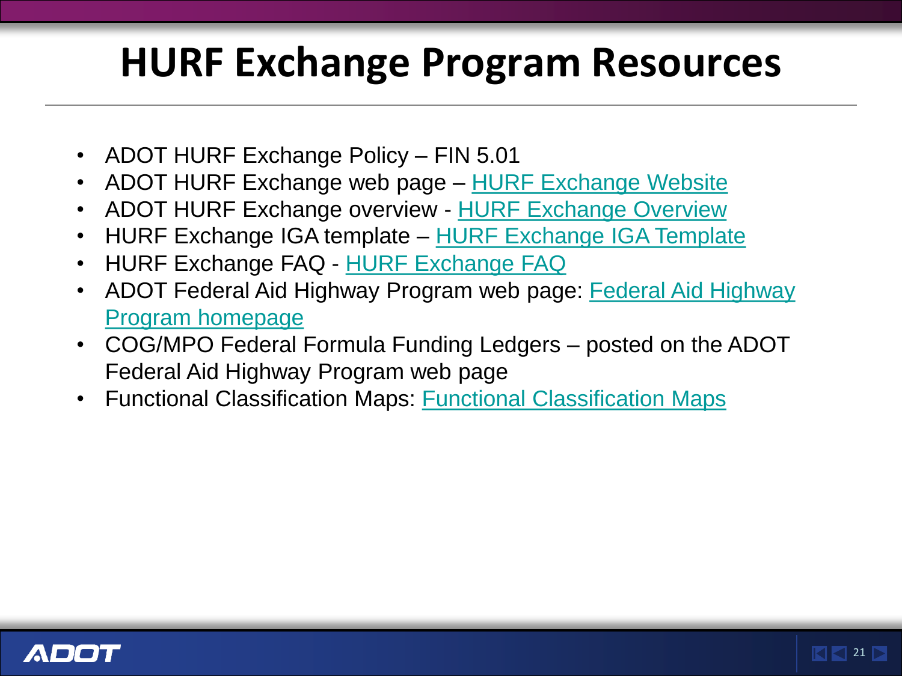# HURF Exchange Program Resources

- ADOT HURF Exchange Policy – FIN 5.01
- ADOT HURF Exchange web page – HURF Exchange Website
- ADOT HURF Exchange overview - HURF Exchange Overview
- HURF Exchange IGA template – HURF Exchange IGA Template
- HURF Exchange FAQ - HURF Exchange FAQ
- ADOT Federal Aid Highway Program web page: Federal Aid Highway Program homepage
- COG/MPO Federal Formula Funding Ledgers – posted on the ADOT Federal Aid Highway Program web page
- Functional Classification Maps: Functional Classification Maps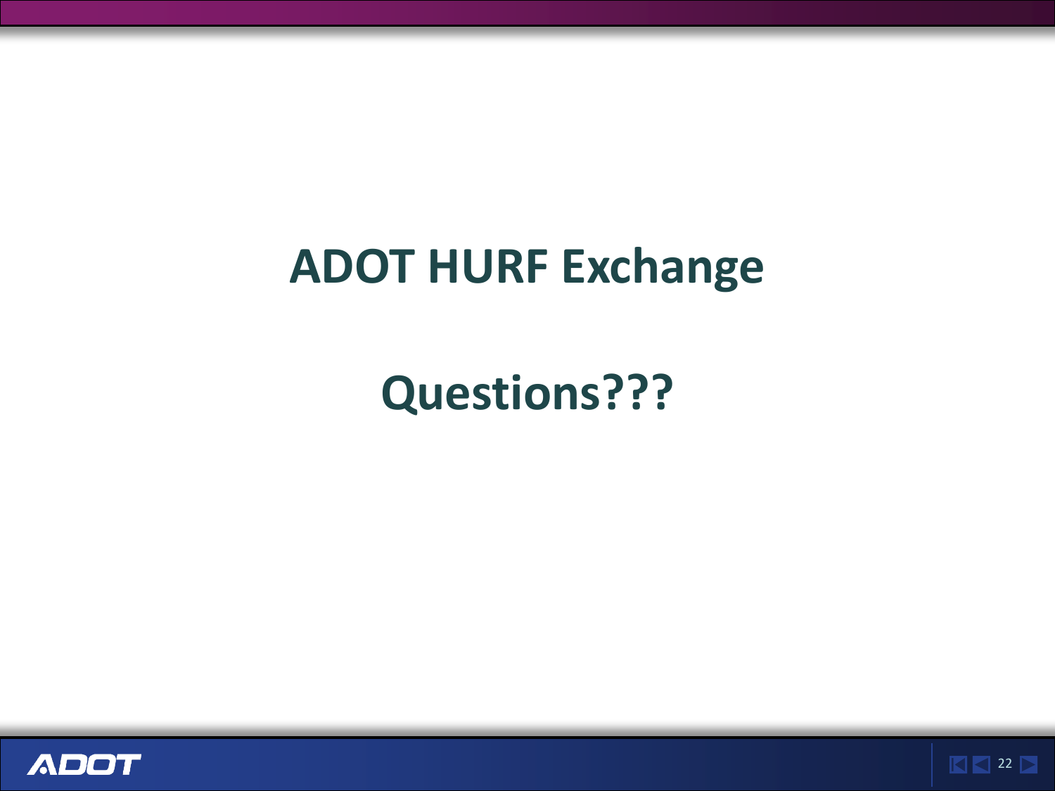# ADOT HURF Exchange

## Questions???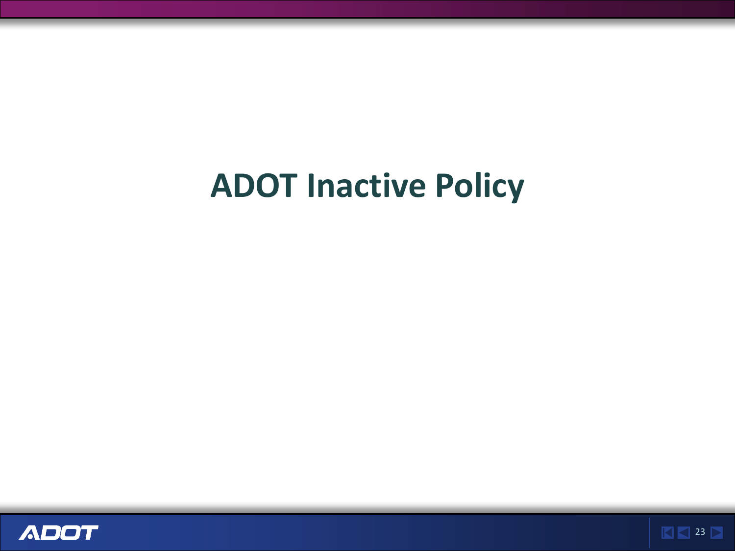# ADOT Inactive Policy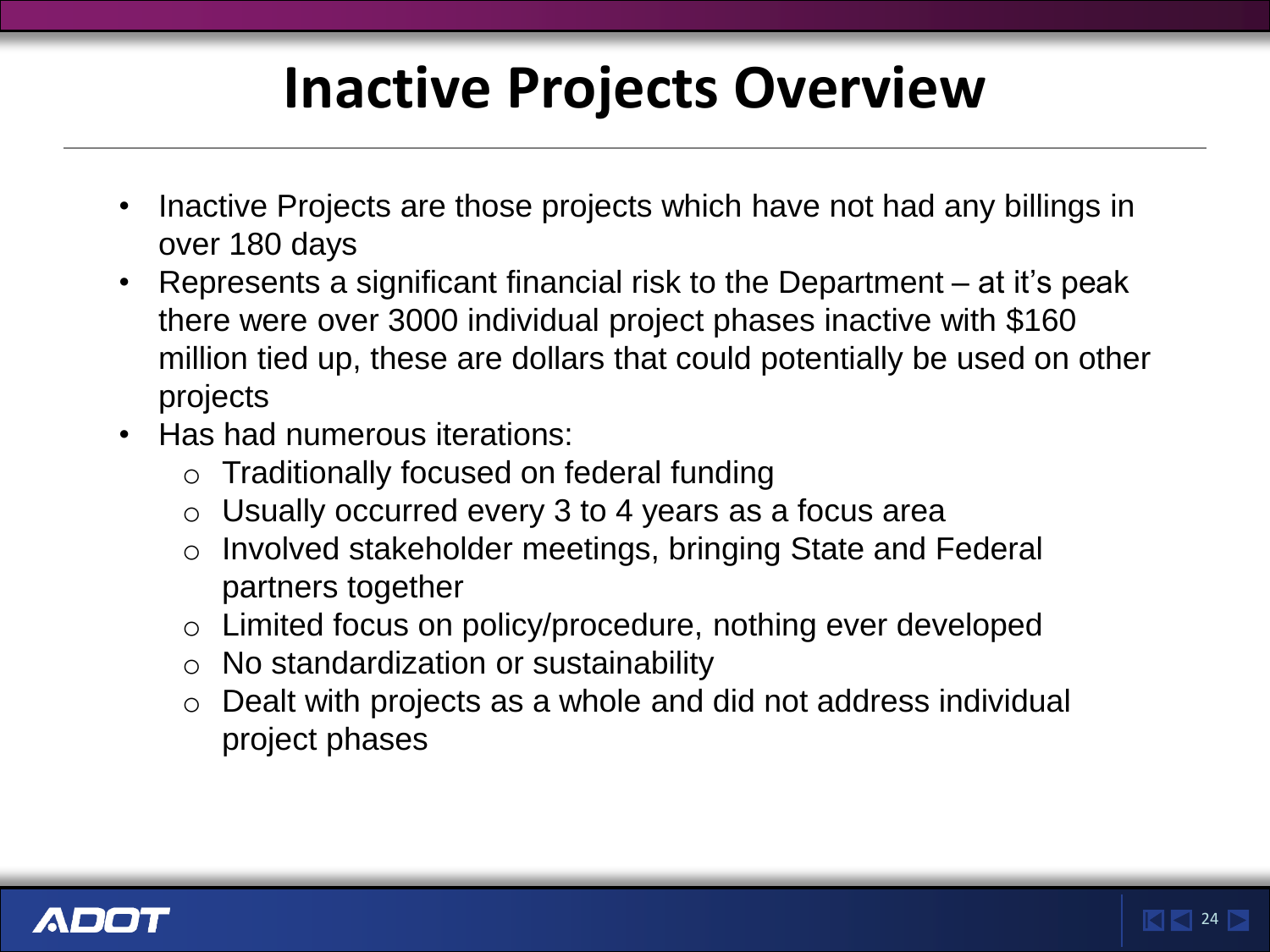# Inactive Projects Overview

- Inactive Projects are those projects which have not had any billings in over 180 days
- Represents a significant financial risk to the Department – at it's peak there were over 3000 individual project phases inactive with $160 million tied up, these are dollars that could potentially be used on other projects
- Has had numerous iterations:
  - Traditionally focused on federal funding
  - Usually occurred every 3 to 4 years as a focus area
  - Involved stakeholder meetings, bringing State and Federal partners together
  - Limited focus on policy/procedure, nothing ever developed
  - No standardization or sustainability
  - Dealt with projects as a whole and did not address individual project phases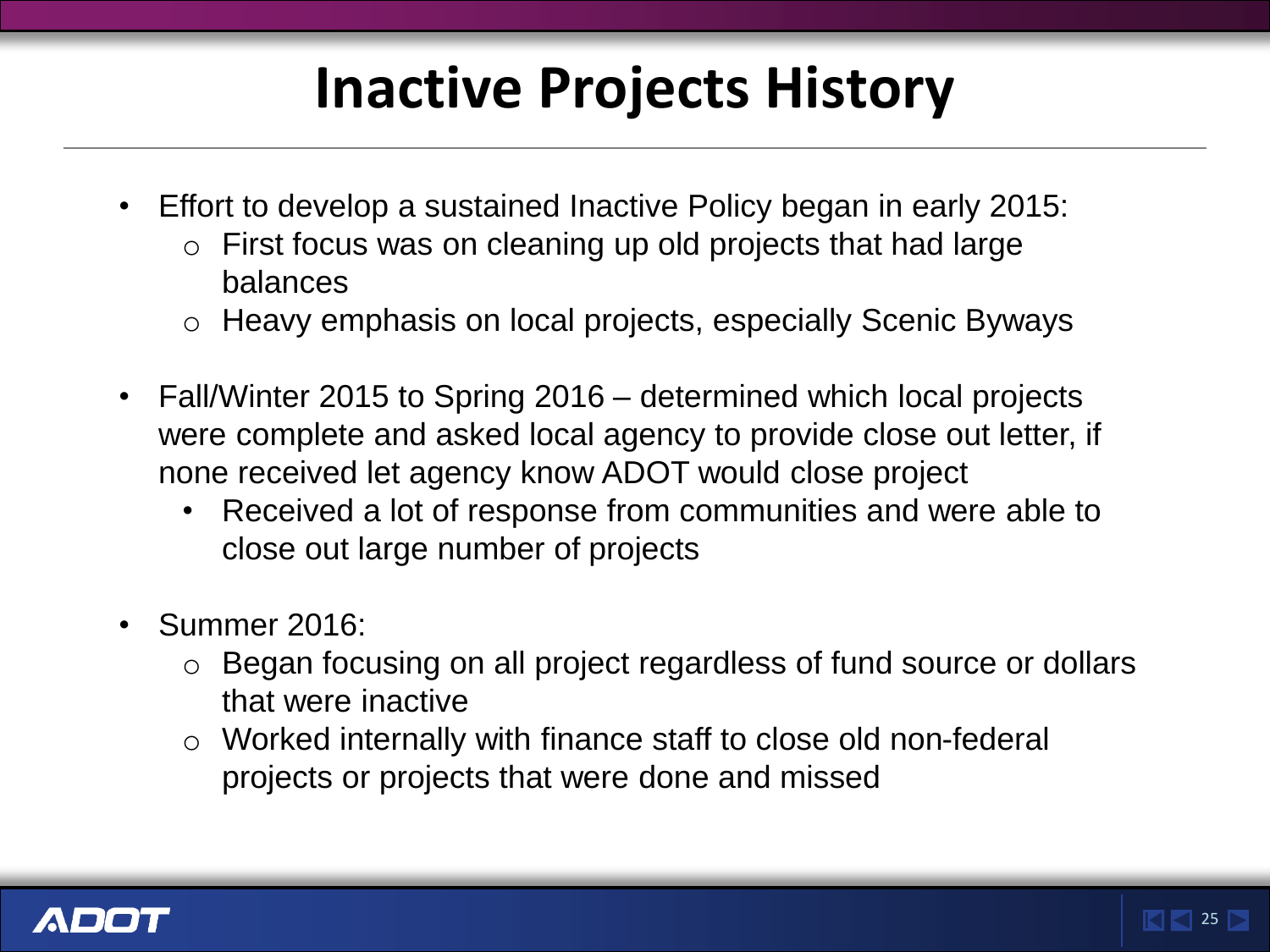# Inactive Projects History

- Effort to develop a sustained Inactive Policy began in early 2015:
  - First focus was on cleaning up old projects that had large balances
  - Heavy emphasis on local projects, especially Scenic Byways

- Fall/Winter 2015 to Spring 2016 – determined which local projects were complete and asked local agency to provide close out letter, if none received let agency know ADOT would close project
  - Received a lot of response from communities and were able to close out large number of projects

- Summer 2016:
  - Began focusing on all project regardless of fund source or dollars that were inactive
  - Worked internally with finance staff to close old non-federal projects or projects that were done and missed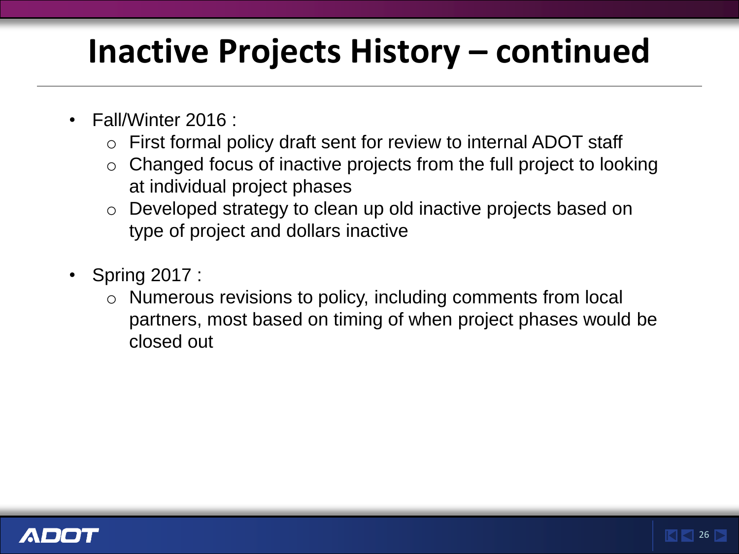# Inactive Projects History – continued

- Fall/Winter 2016 :
  - First formal policy draft sent for review to internal ADOT staff
  - Changed focus of inactive projects from the full project to looking at individual project phases
  - Developed strategy to clean up old inactive projects based on type of project and dollars inactive

- Spring 2017 :
  - Numerous revisions to policy, including comments from local partners, most based on timing of when project phases would be closed out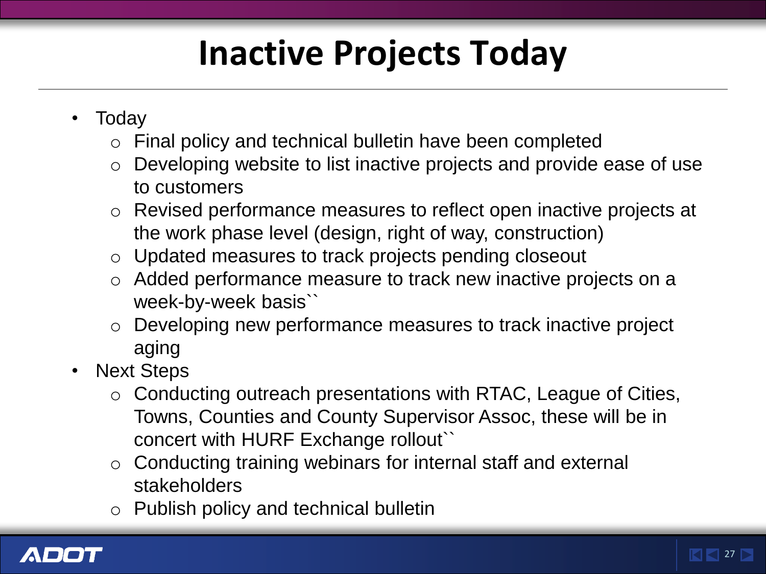# Inactive Projects Today

- Today
  - Final policy and technical bulletin have been completed
  - Developing website to list inactive projects and provide ease of use to customers
  - Revised performance measures to reflect open inactive projects at the work phase level (design, right of way, construction)
  - Updated measures to track projects pending closeout
  - Added performance measure to track new inactive projects on a week-by-week basis``
  - Developing new performance measures to track inactive project aging
- Next Steps
  - Conducting outreach presentations with RTAC, League of Cities, Towns, Counties and County Supervisor Assoc, these will be in concert with HURF Exchange rollout``
  - Conducting training webinars for internal staff and external stakeholders
  - Publish policy and technical bulletin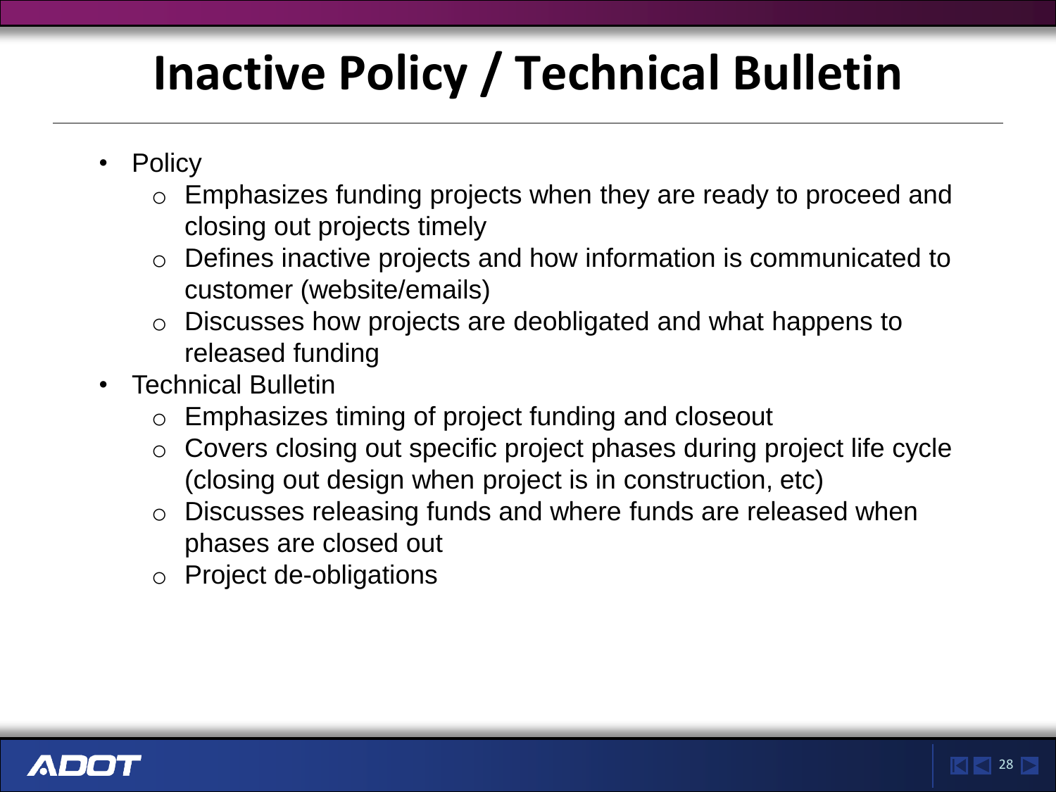# Inactive Policy / Technical Bulletin

- Policy
  - Emphasizes funding projects when they are ready to proceed and closing out projects timely
  - Defines inactive projects and how information is communicated to customer (website/emails)
  - Discusses how projects are deobligated and what happens to released funding
- Technical Bulletin
  - Emphasizes timing of project funding and closeout
  - Covers closing out specific project phases during project life cycle (closing out design when project is in construction, etc)
  - Discusses releasing funds and where funds are released when phases are closed out
  - Project de-obligations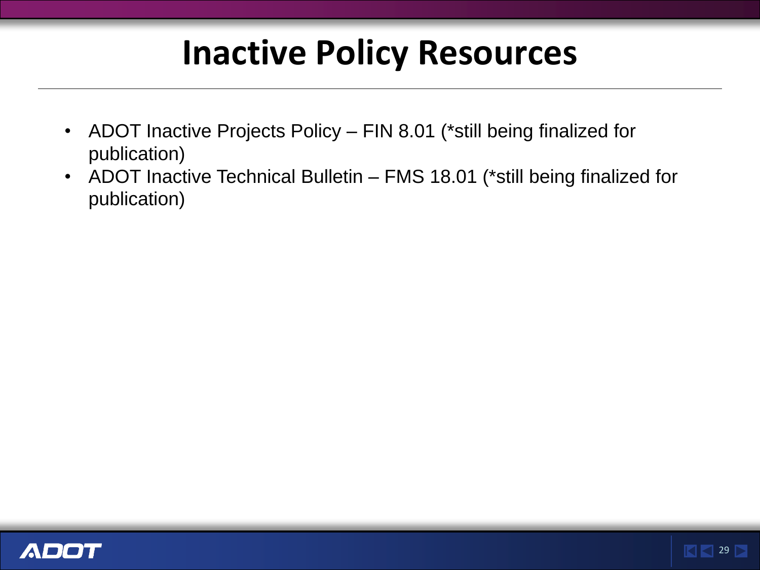# Inactive Policy Resources

- ADOT Inactive Projects Policy – FIN 8.01 (*still being finalized for publication)
- ADOT Inactive Technical Bulletin – FMS 18.01 (*still being finalized for publication)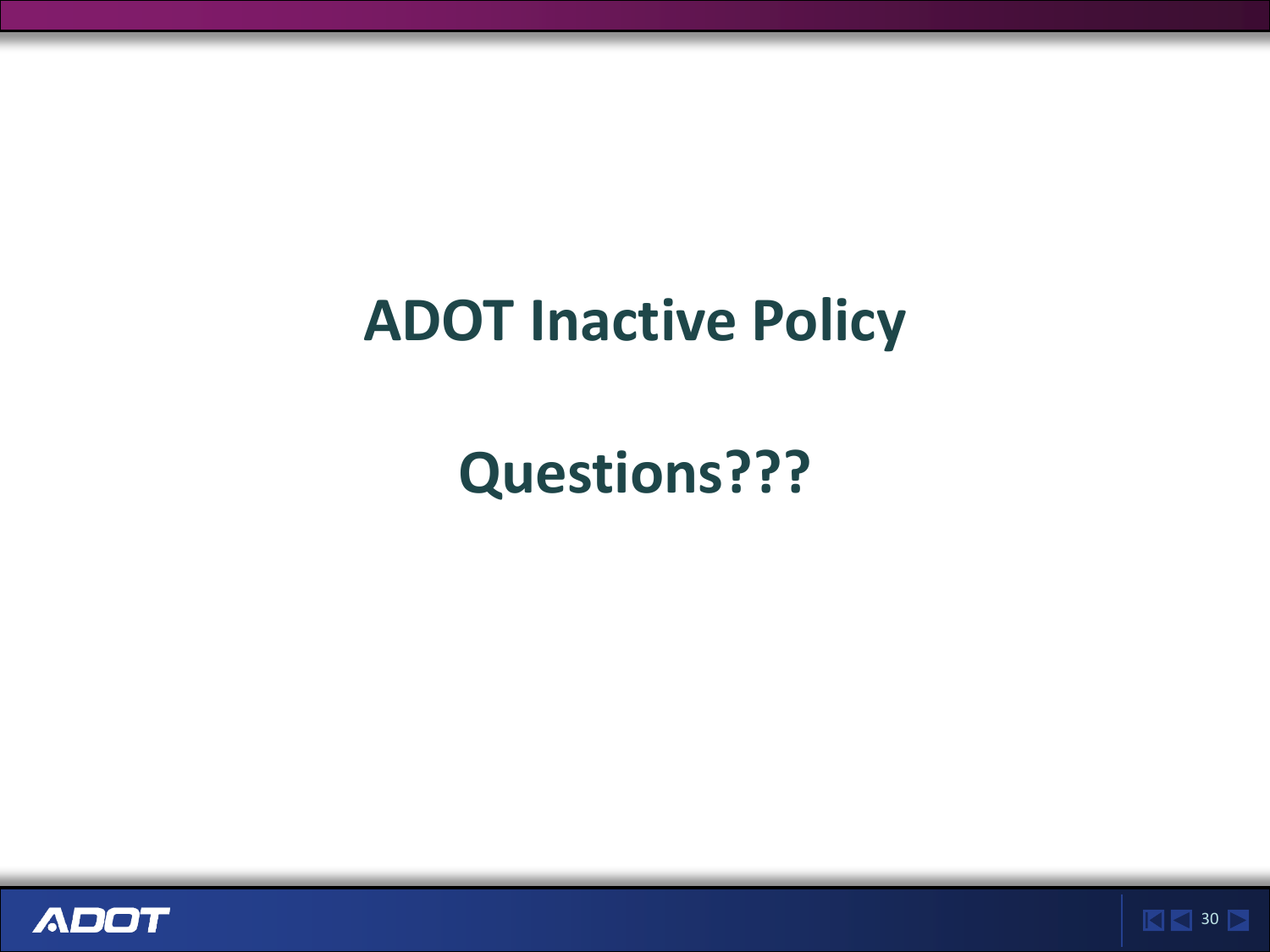# ADOT Inactive Policy

# Questions???